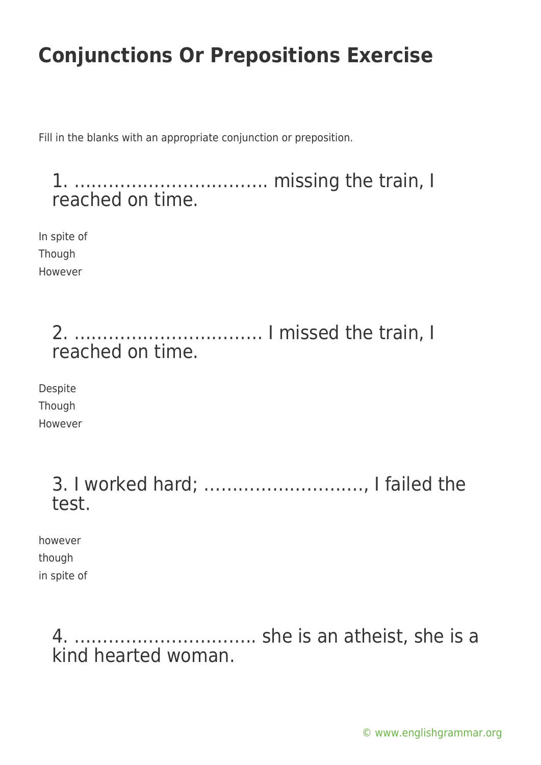# Conjunctions Or Prepositions Exercise

Fill in the blanks with an appropriate conjunction or preposition.

## 1. …………………………… missing the train, I reached on time.

In spite of
Though
However

## 2. …………………………… I missed the train, I reached on time.

Despite
Though
However

## 3. I worked hard; ………………………, I failed the test.

however
though
in spite of

## 4. ………………………….. she is an atheist, she is a kind hearted woman.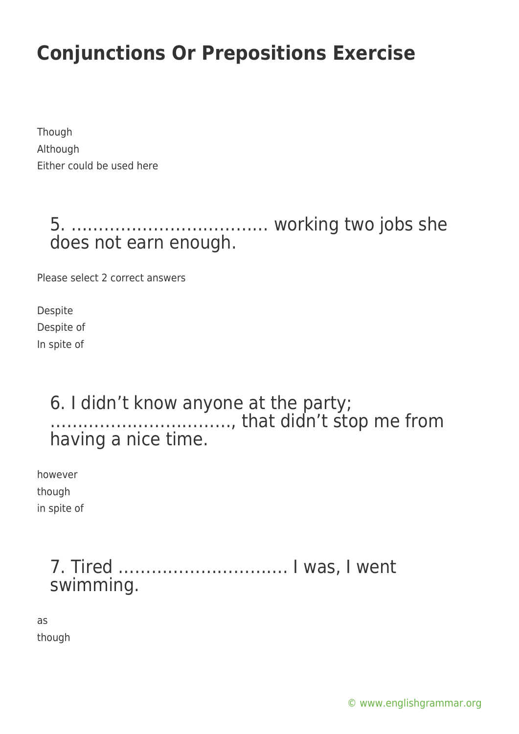# Conjunctions Or Prepositions Exercise

Though
Although
Either could be used here

## 5. ……………………………. working two jobs she does not earn enough.

Please select 2 correct answers

Despite
Despite of
In spite of

## 6. I didn't know anyone at the party; ……………………………, that didn't stop me from having a nice time.

however
though
in spite of

## 7. Tired ………………………… I was, I went swimming.

as
though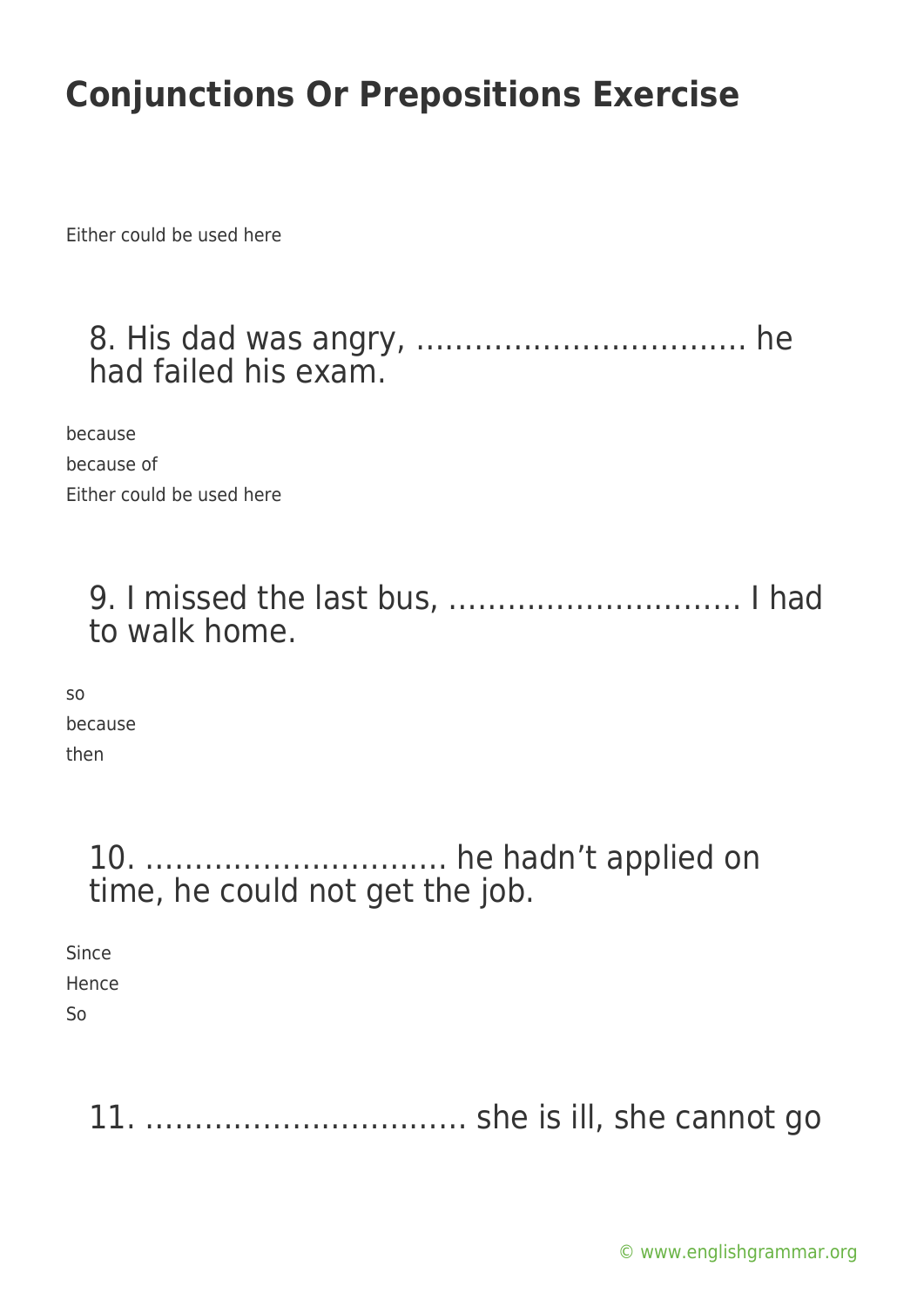Either could be used here

8. His dad was angry, ……………………………. he had failed his exam.

because
because of
Either could be used here

9. I missed the last bus, ………………………… I had to walk home.

so
because
then

10. …………………………. he hadn't applied on time, he could not get the job.

Since
Hence
So

11. ……………………………. she is ill, she cannot go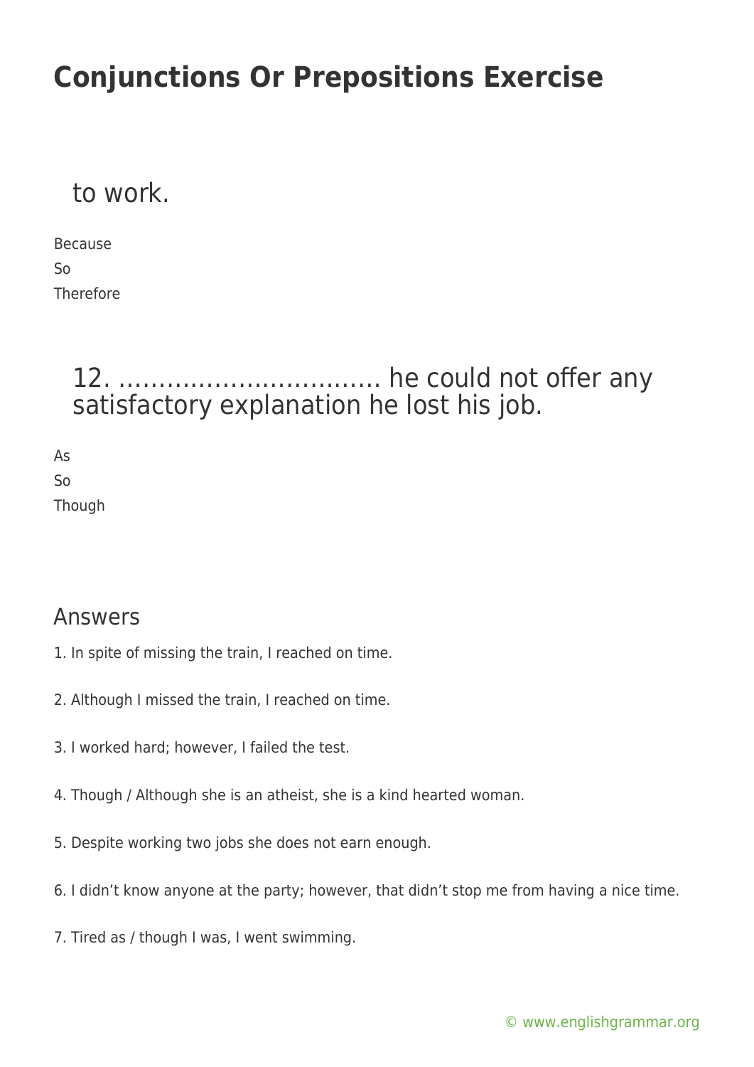to work.

Because
So
Therefore

## 12. …………………………. he could not offer any satisfactory explanation he lost his job.

As
So
Though

## Answers

1. In spite of missing the train, I reached on time.

2. Although I missed the train, I reached on time.

3. I worked hard; however, I failed the test.

4. Though / Although she is an atheist, she is a kind hearted woman.

5. Despite working two jobs she does not earn enough.

6. I didn't know anyone at the party; however, that didn't stop me from having a nice time.

7. Tired as / though I was, I went swimming.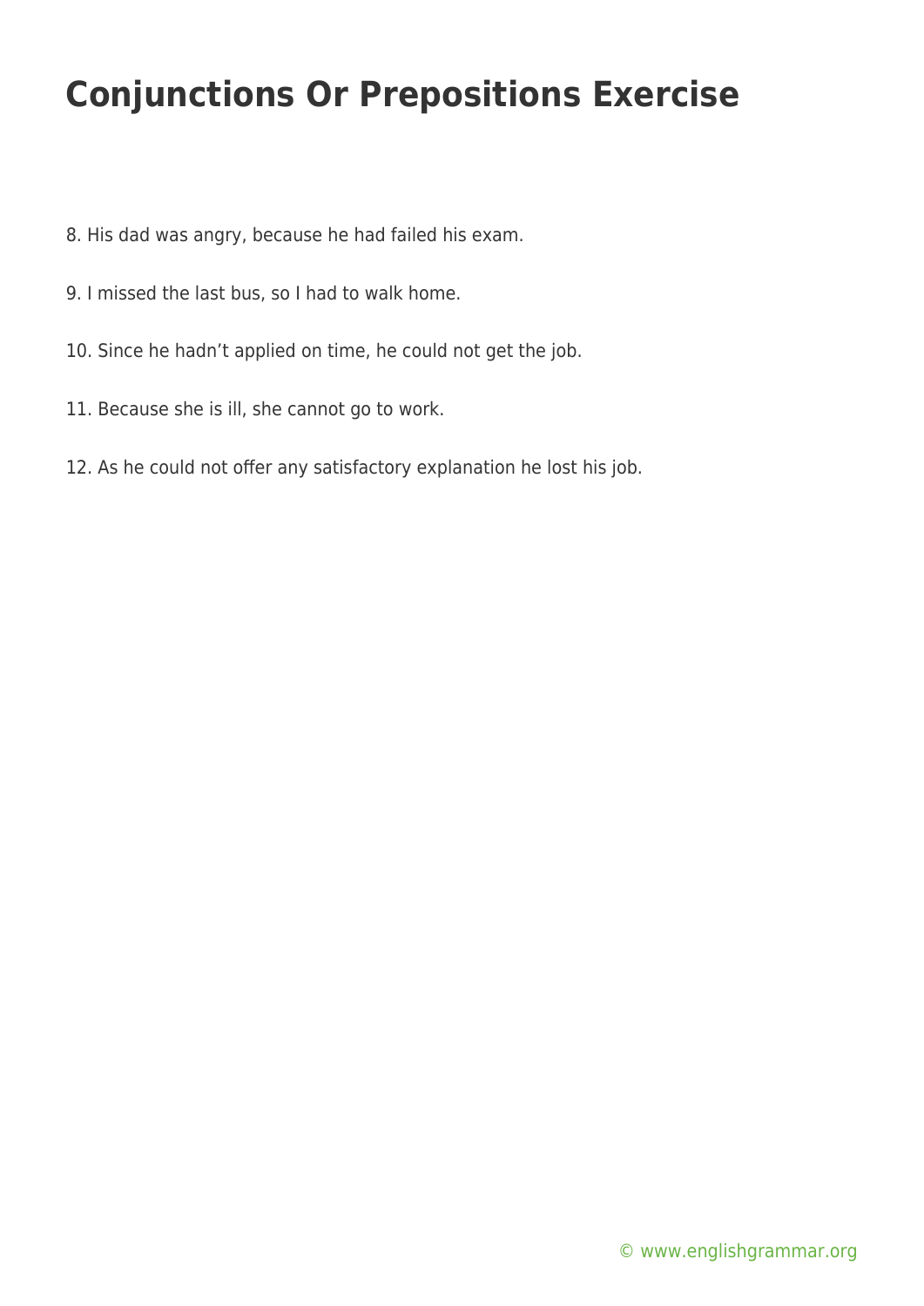# Conjunctions Or Prepositions Exercise

8. His dad was angry, because he had failed his exam.

9. I missed the last bus, so I had to walk home.

10. Since he hadn't applied on time, he could not get the job.

11. Because she is ill, she cannot go to work.

12. As he could not offer any satisfactory explanation he lost his job.